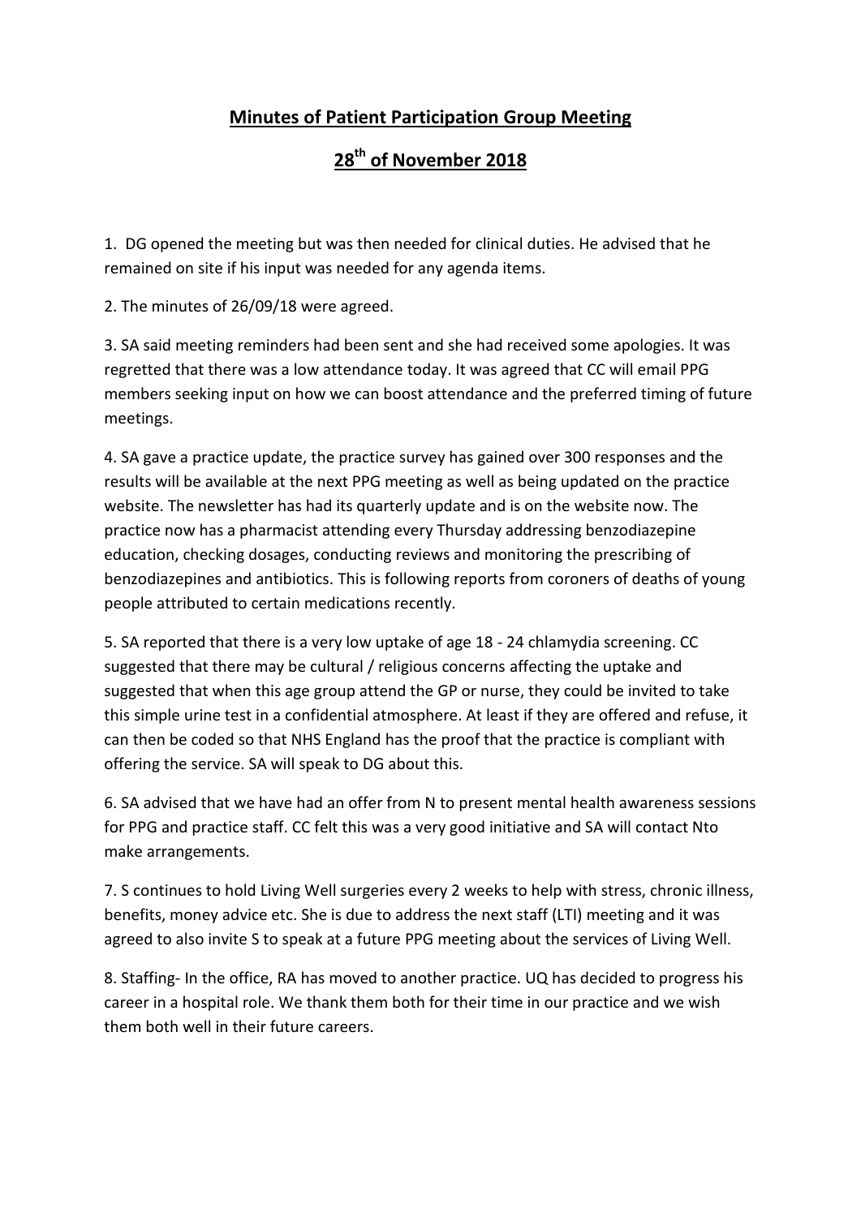# Minutes of Patient Participation Group Meeting

## 28th of November 2018

1. DG opened the meeting but was then needed for clinical duties. He advised that he remained on site if his input was needed for any agenda items.

2. The minutes of 26/09/18 were agreed.

3. SA said meeting reminders had been sent and she had received some apologies. It was regretted that there was a low attendance today. It was agreed that CC will email PPG members seeking input on how we can boost attendance and the preferred timing of future meetings.

4. SA gave a practice update, the practice survey has gained over 300 responses and the results will be available at the next PPG meeting as well as being updated on the practice website. The newsletter has had its quarterly update and is on the website now. The practice now has a pharmacist attending every Thursday addressing benzodiazepine education, checking dosages, conducting reviews and monitoring the prescribing of benzodiazepines and antibiotics. This is following reports from coroners of deaths of young people attributed to certain medications recently.

5. SA reported that there is a very low uptake of age 18 - 24 chlamydia screening. CC suggested that there may be cultural / religious concerns affecting the uptake and suggested that when this age group attend the GP or nurse, they could be invited to take this simple urine test in a confidential atmosphere. At least if they are offered and refuse, it can then be coded so that NHS England has the proof that the practice is compliant with offering the service. SA will speak to DG about this.

6. SA advised that we have had an offer from N to present mental health awareness sessions for PPG and practice staff. CC felt this was a very good initiative and SA will contact Nto make arrangements.

7. S continues to hold Living Well surgeries every 2 weeks to help with stress, chronic illness, benefits, money advice etc. She is due to address the next staff (LTI) meeting and it was agreed to also invite S to speak at a future PPG meeting about the services of Living Well.

8. Staffing- In the office, RA has moved to another practice. UQ has decided to progress his career in a hospital role. We thank them both for their time in our practice and we wish them both well in their future careers.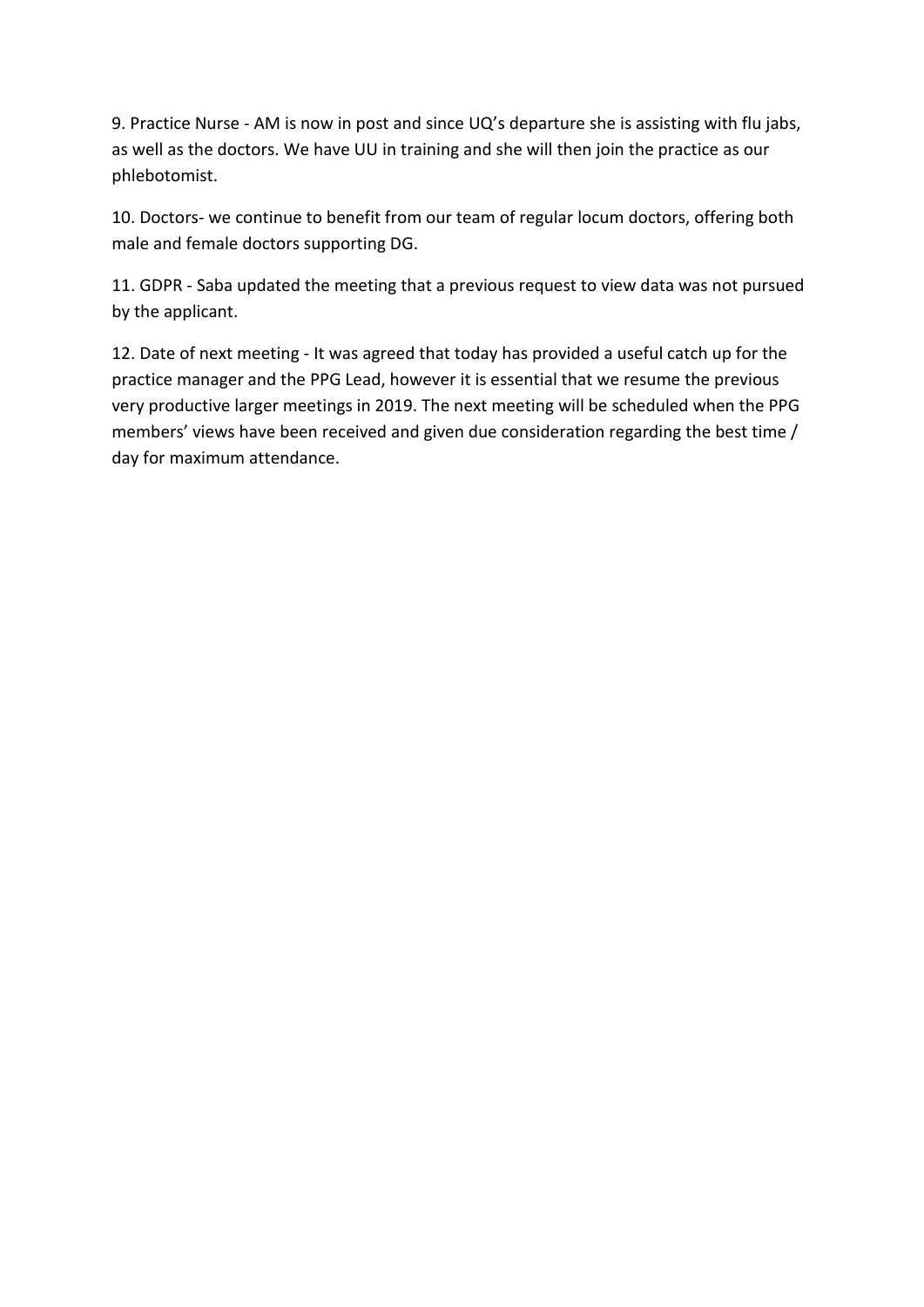9. Practice Nurse - AM is now in post and since UQ's departure she is assisting with flu jabs, as well as the doctors. We have UU in training and she will then join the practice as our phlebotomist.

10. Doctors- we continue to benefit from our team of regular locum doctors, offering both male and female doctors supporting DG.

11. GDPR - Saba updated the meeting that a previous request to view data was not pursued by the applicant.

12. Date of next meeting - It was agreed that today has provided a useful catch up for the practice manager and the PPG Lead, however it is essential that we resume the previous very productive larger meetings in 2019. The next meeting will be scheduled when the PPG members' views have been received and given due consideration regarding the best time / day for maximum attendance.